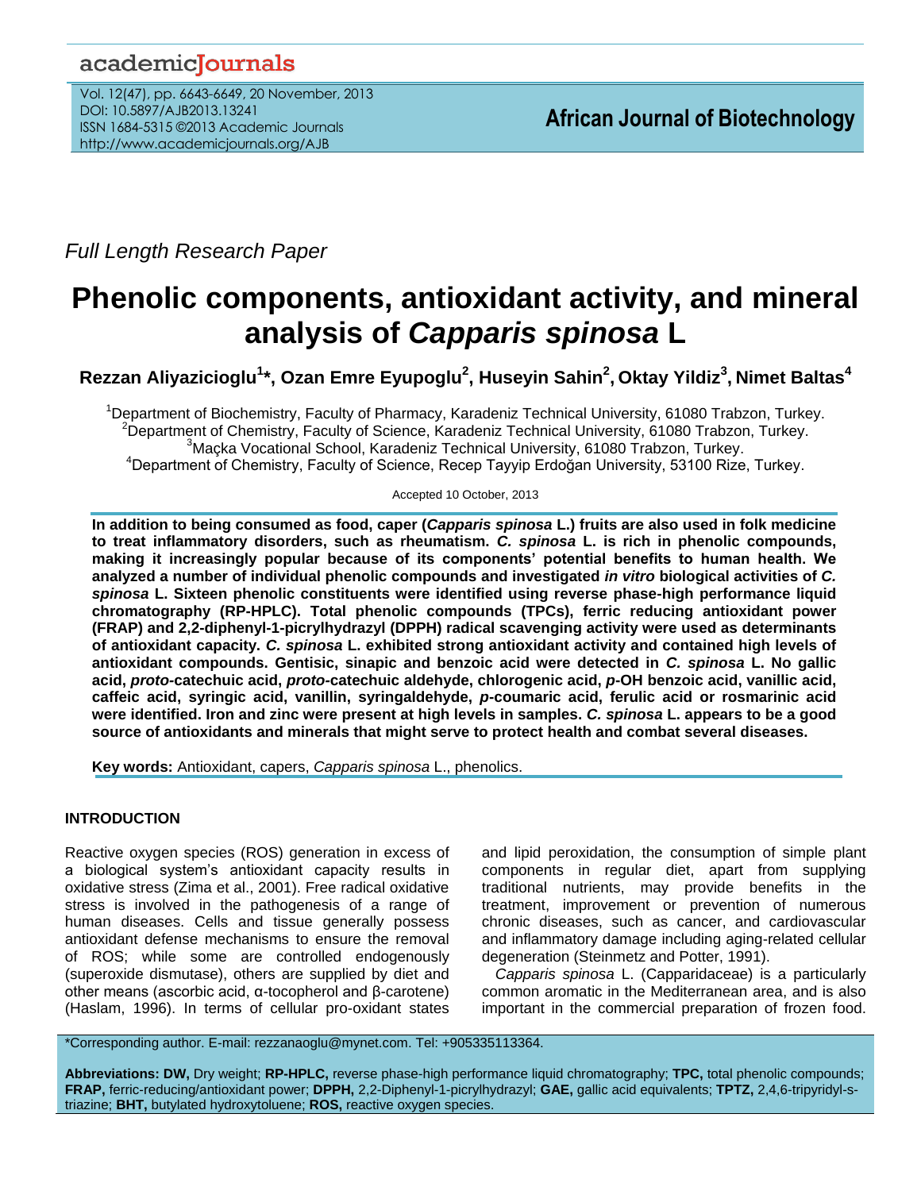Full Length Research Paper

# Phenolic components, antioxidant activity, and mineral analysis of *Capparis spinosa* L

**Rezzan Aliyazicioglu[1]*, Ozan Emre Eyupoglu[2], Huseyin Sahin[2], Oktay Yildiz[3], Nimet Baltas[4]**

[1]Department of Biochemistry, Faculty of Pharmacy, Karadeniz Technical University, 61080 Trabzon, Turkey.
[2]Department of Chemistry, Faculty of Science, Karadeniz Technical University, 61080 Trabzon, Turkey.
[3]Maçka Vocational School, Karadeniz Technical University, 61080 Trabzon, Turkey.
[4]Department of Chemistry, Faculty of Science, Recep Tayyip Erdoğan University, 53100 Rize, Turkey.

Accepted 10 October, 2013

**In addition to being consumed as food, caper (*Capparis spinosa* L.) fruits are also used in folk medicine to treat inflammatory disorders, such as rheumatism. *C. spinosa* L. is rich in phenolic compounds, making it increasingly popular because of its components' potential benefits to human health. We analyzed a number of individual phenolic compounds and investigated *in vitro* biological activities of *C. spinosa* L. Sixteen phenolic constituents were identified using reverse phase-high performance liquid chromatography (RP-HPLC). Total phenolic compounds (TPCs), ferric reducing antioxidant power (FRAP) and 2,2-diphenyl-1-picrylhydrazyl (DPPH) radical scavenging activity were used as determinants of antioxidant capacity. *C. spinosa* L. exhibited strong antioxidant activity and contained high levels of antioxidant compounds. Gentisic, sinapic and benzoic acid were detected in *C. spinosa* L. No gallic acid, *proto*-catechuic acid, *proto*-catechuic aldehyde, chlorogenic acid, *p*-OH benzoic acid, vanillic acid, caffeic acid, syringic acid, vanillin, syringaldehyde, *p*-coumaric acid, ferulic acid or rosmarinic acid were identified. Iron and zinc were present at high levels in samples. *C. spinosa* L. appears to be a good source of antioxidants and minerals that might serve to protect health and combat several diseases.**

**Key words:** Antioxidant, capers, *Capparis spinosa* L., phenolics.

## INTRODUCTION

Reactive oxygen species (ROS) generation in excess of a biological system's antioxidant capacity results in oxidative stress (Zima et al., 2001). Free radical oxidative stress is involved in the pathogenesis of a range of human diseases. Cells and tissue generally possess antioxidant defense mechanisms to ensure the removal of ROS; while some are controlled endogenously (superoxide dismutase), others are supplied by diet and other means (ascorbic acid, α-tocopherol and β-carotene) (Haslam, 1996). In terms of cellular pro-oxidant states and lipid peroxidation, the consumption of simple plant components in regular diet, apart from supplying traditional nutrients, may provide benefits in the treatment, improvement or prevention of numerous chronic diseases, such as cancer, and cardiovascular and inflammatory damage including aging-related cellular degeneration (Steinmetz and Potter, 1991).

*Capparis spinosa* L. (Capparidaceae) is a particularly common aromatic in the Mediterranean area, and is also important in the commercial preparation of frozen food.

*Corresponding author. E-mail: rezzanaoglu@mynet.com. Tel: +905335113364.

**Abbreviations: DW,** Dry weight; **RP-HPLC,** reverse phase-high performance liquid chromatography; **TPC,** total phenolic compounds; **FRAP,** ferric-reducing/antioxidant power; **DPPH,** 2,2-Diphenyl-1-picrylhydrazyl; **GAE,** gallic acid equivalents; **TPTZ,** 2,4,6-tripyridyl-s-triazine; **BHT,** butylated hydroxytoluene; **ROS,** reactive oxygen species.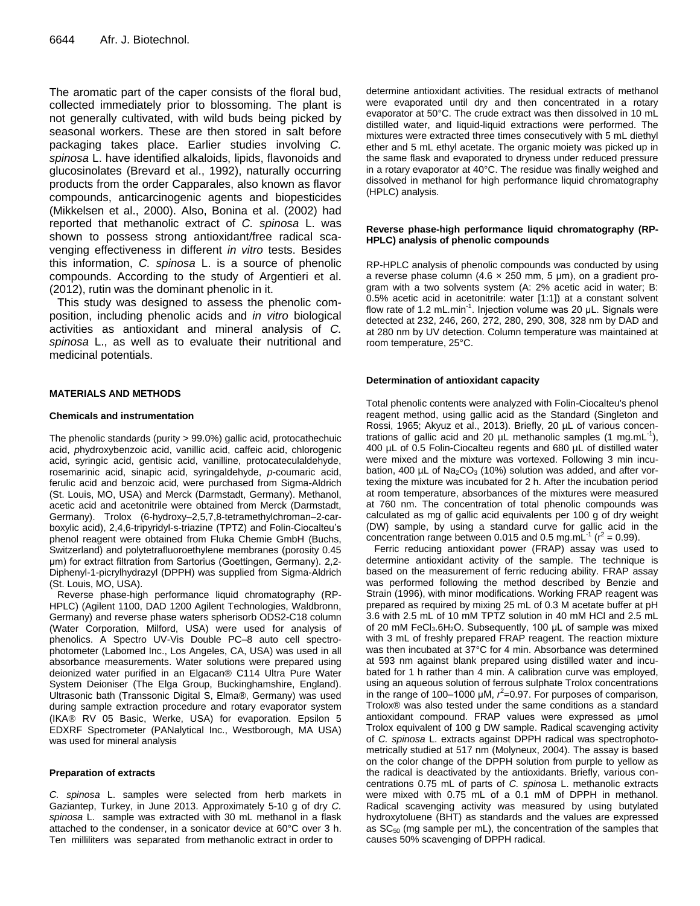The aromatic part of the caper consists of the floral bud, collected immediately prior to blossoming. The plant is not generally cultivated, with wild buds being picked by seasonal workers. These are then stored in salt before packaging takes place. Earlier studies involving *C. spinosa* L. have identified alkaloids, lipids, flavonoids and glucosinolates (Brevard et al., 1992), naturally occurring products from the order Capparales, also known as flavor compounds, anticarcinogenic agents and biopesticides (Mikkelsen et al., 2000). Also, Bonina et al. (2002) had reported that methanolic extract of *C. spinosa* L. was shown to possess strong antioxidant/free radical scavenging effectiveness in different *in vitro* tests. Besides this information, *C. spinosa* L. is a source of phenolic compounds. According to the study of Argentieri et al. (2012), rutin was the dominant phenolic in it.

This study was designed to assess the phenolic composition, including phenolic acids and *in vitro* biological activities as antioxidant and mineral analysis of *C. spinosa* L., as well as to evaluate their nutritional and medicinal potentials.

## MATERIALS AND METHODS

### Chemicals and instrumentation

The phenolic standards (purity > 99.0%) gallic acid, protocathechuic acid, *p*hydroxybenzoic acid, vanillic acid, caffeic acid, chlorogenic acid, syringic acid, gentisic acid, vanilline, protocatecul aldehyde, rosemarinic acid, sinapic acid, syringaldehyde, *p*-coumaric acid, ferulic acid and benzoic acid, were purchased from Sigma-Aldrich (St. Louis, MO, USA) and Merck (Darmstadt, Germany). Methanol, acetic acid and acetonitrile were obtained from Merck (Darmstadt, Germany). Trolox (6-hydroxy–2,5,7,8-tetramethylchroman–2-carboxylic acid), 2,4,6-tripyridyl-s-triazine (TPTZ) and Folin-Ciocalteu's phenol reagent were obtained from Fluka Chemie GmbH (Buchs, Switzerland) and polytetrafluoroethylene membranes (porosity 0.45 µm) for extract filtration from Sartorius (Goettingen, Germany). 2,2-Diphenyl-1-picrylhydrazyl (DPPH) was supplied from Sigma-Aldrich (St. Louis, MO, USA).

Reverse phase-high performance liquid chromatography (RP-HPLC) (Agilent 1100, DAD 1200 Agilent Technologies, Waldbronn, Germany) and reverse phase waters spherisorb ODS2-C18 column (Water Corporation, Milford, USA) were used for analysis of phenolics. A Spectro UV-Vis Double PC–8 auto cell spectrophotometer (Labomed Inc., Los Angeles, CA, USA) was used in all absorbance measurements. Water solutions were prepared using deionized water purified in an Elgacan® C114 Ultra Pure Water System Deioniser (The Elga Group, Buckinghamshire, England). Ultrasonic bath (Transsonic Digital S, Elma®, Germany) was used during sample extraction procedure and rotary evaporator system (IKA® RV 05 Basic, Werke, USA) for evaporation. Epsilon 5 EDXRF Spectrometer (PANalytical Inc., Westborough, MA USA) was used for mineral analysis

### Preparation of extracts

*C. spinosa* L. samples were selected from herb markets in Gaziantep, Turkey, in June 2013. Approximately 5-10 g of dry *C. spinosa* L. sample was extracted with 30 mL methanol in a flask attached to the condenser, in a sonicator device at 60°C over 3 h. Ten milliliters was separated from methanolic extract in order to determine antioxidant activities. The residual extracts of methanol were evaporated until dry and then concentrated in a rotary evaporator at 50°C. The crude extract was then dissolved in 10 mL distilled water, and liquid-liquid extractions were performed. The mixtures were extracted three times consecutively with 5 mL diethyl ether and 5 mL ethyl acetate. The organic moiety was picked up in the same flask and evaporated to dryness under reduced pressure in a rotary evaporator at 40°C. The residue was finally weighed and dissolved in methanol for high performance liquid chromatography (HPLC) analysis.

### Reverse phase-high performance liquid chromatography (RP-HPLC) analysis of phenolic compounds

RP-HPLC analysis of phenolic compounds was conducted by using a reverse phase column (4.6 × 250 mm, 5 µm), on a gradient program with a two solvents system (A: 2% acetic acid in water; B: 0.5% acetic acid in acetonitrile: water [1:1]) at a constant solvent flow rate of 1.2 $mL.min^{-1}$. Injection volume was 20 µL. Signals were detected at 232, 246, 260, 272, 280, 290, 308, 328 nm by DAD and at 280 nm by UV detection. Column temperature was maintained at room temperature, 25°C.

### Determination of antioxidant capacity

Total phenolic contents were analyzed with Folin-Ciocalteu's phenol reagent method, using gallic acid as the Standard (Singleton and Rossi, 1965; Akyuz et al., 2013). Briefly, 20 µL of various concentrations of gallic acid and 20 µL methanolic samples (1 $mg.mL^{-1}$), 400 µL of 0.5 Folin-Ciocalteu regents and 680 µL of distilled water were mixed and the mixture was vortexed. Following 3 min incubation, 400 µL of $Na_2CO_3$ (10%) solution was added, and after vortexing the mixture was incubated for 2 h. After the incubation period at room temperature, absorbances of the mixtures were measured at 760 nm. The concentration of total phenolic compounds was calculated as mg of gallic acid equivalents per 100 g of dry weight (DW) sample, by using a standard curve for gallic acid in the concentration range between 0.015 and 0.5 $mg.mL^{-1}$ ($r^2$ = 0.99).

Ferric reducing antioxidant power (FRAP) assay was used to determine antioxidant activity of the sample. The technique is based on the measurement of ferric reducing ability. FRAP assay was performed following the method described by Benzie and Strain (1996), with minor modifications. Working FRAP reagent was prepared as required by mixing 25 mL of 0.3 M acetate buffer at pH 3.6 with 2.5 mL of 10 mM TPTZ solution in 40 mM HCl and 2.5 mL of 20 mM $FeCl_3.6H_2O$. Subsequently, 100 µL of sample was mixed with 3 mL of freshly prepared FRAP reagent. The reaction mixture was then incubated at 37°C for 4 min. Absorbance was determined at 593 nm against blank prepared using distilled water and incubated for 1 h rather than 4 min. A calibration curve was employed, using an aqueous solution of ferrous sulphate Trolox concentrations in the range of 100–1000 µM, $r^2$=0.97. For purposes of comparison, Trolox® was also tested under the same conditions as a standard antioxidant compound. FRAP values were expressed as µmol Trolox equivalent of 100 g DW sample. Radical scavenging activity of *C. spinosa* L. extracts against DPPH radical was spectrophotometrically studied at 517 nm (Molyneux, 2004). The assay is based on the color change of the DPPH solution from purple to yellow as the radical is deactivated by the antioxidants. Briefly, various concentrations 0.75 mL of parts of *C. spinosa* L. methanolic extracts were mixed with 0.75 mL of a 0.1 mM of DPPH in methanol. Radical scavenging activity was measured by using butylated hydroxytoluene (BHT) as standards and the values are expressed as $SC_{50}$ (mg sample per mL), the concentration of the samples that causes 50% scavenging of DPPH radical.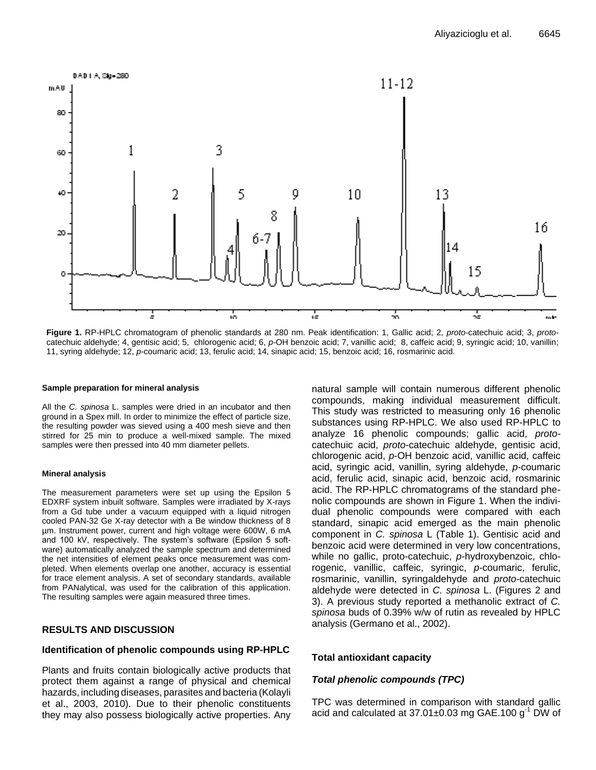Figure 1. RP-HPLC chromatogram of phenolic standards at 280 nm. Peak identification: 1, Gallic acid; 2, *proto*-catechuic acid; 3, *proto*-catechuic aldehyde; 4, gentisic acid; 5, chlorogenic acid; 6, *p*-OH benzoic acid; 7, vanillic acid; 8, caffeic acid; 9, syringic acid; 10, vanillin; 11, syring aldehyde; 12, *p*-coumaric acid; 13, ferulic acid; 14, sinapic acid; 15, benzoic acid; 16, rosmarinic acid.

#### Sample preparation for mineral analysis

All the *C. spinosa* L. samples were dried in an incubator and then ground in a Spex mill. In order to minimize the effect of particle size, the resulting powder was sieved using a 400 mesh sieve and then stirred for 25 min to produce a well-mixed sample. The mixed samples were then pressed into 40 mm diameter pellets.

#### Mineral analysis

The measurement parameters were set up using the Epsilon 5 EDXRF system inbuilt software. Samples were irradiated by X-rays from a Gd tube under a vacuum equipped with a liquid nitrogen cooled PAN-32 Ge X-ray detector with a Be window thickness of 8 µm. Instrument power, current and high voltage were 600W, 6 mA and 100 kV, respectively. The system's software (Epsilon 5 software) automatically analyzed the sample spectrum and determined the net intensities of element peaks once measurement was completed. When elements overlap one another, accuracy is essential for trace element analysis. A set of secondary standards, available from PANalytical, was used for the calibration of this application. The resulting samples were again measured three times.

## RESULTS AND DISCUSSION

### Identification of phenolic compounds using RP-HPLC

Plants and fruits contain biologically active products that protect them against a range of physical and chemical hazards, including diseases, parasites and bacteria (Kolayli et al., 2003, 2010). Due to their phenolic constituents they may also possess biologically active properties. Any natural sample will contain numerous different phenolic compounds, making individual measurement difficult. This study was restricted to measuring only 16 phenolic substances using RP-HPLC. We also used RP-HPLC to analyze 16 phenolic compounds; gallic acid, *proto*-catechuic acid, *proto*-catechuic aldehyde, gentisic acid, chlorogenic acid, *p*-OH benzoic acid, vanillic acid, caffeic acid, syringic acid, vanillin, syring aldehyde, *p*-coumaric acid, ferulic acid, sinapic acid, benzoic acid, rosmarinic acid. The RP-HPLC chromatograms of the standard phenolic compounds are shown in Figure 1. When the individual phenolic compounds were compared with each standard, sinapic acid emerged as the main phenolic component in *C. spinosa* L (Table 1). Gentisic acid and benzoic acid were determined in very low concentrations, while no gallic, proto-catechuic, *p*-hydroxybenzoic, chlorogenic, vanillic, caffeic, syringic, *p*-coumaric, ferulic, rosmarinic, vanillin, syringaldehyde and *proto*-catechuic aldehyde were detected in *C. spinosa* L. (Figures 2 and 3). A previous study reported a methanolic extract of *C. spinosa* buds of 0.39% w/w of rutin as revealed by HPLC analysis (Germano et al., 2002).

### Total antioxidant capacity

#### *Total phenolic compounds (TPC)*

TPC was determined in comparison with standard gallic acid and calculated at 37.01±0.03 mg GAE.100 $g^{-1}$ DW of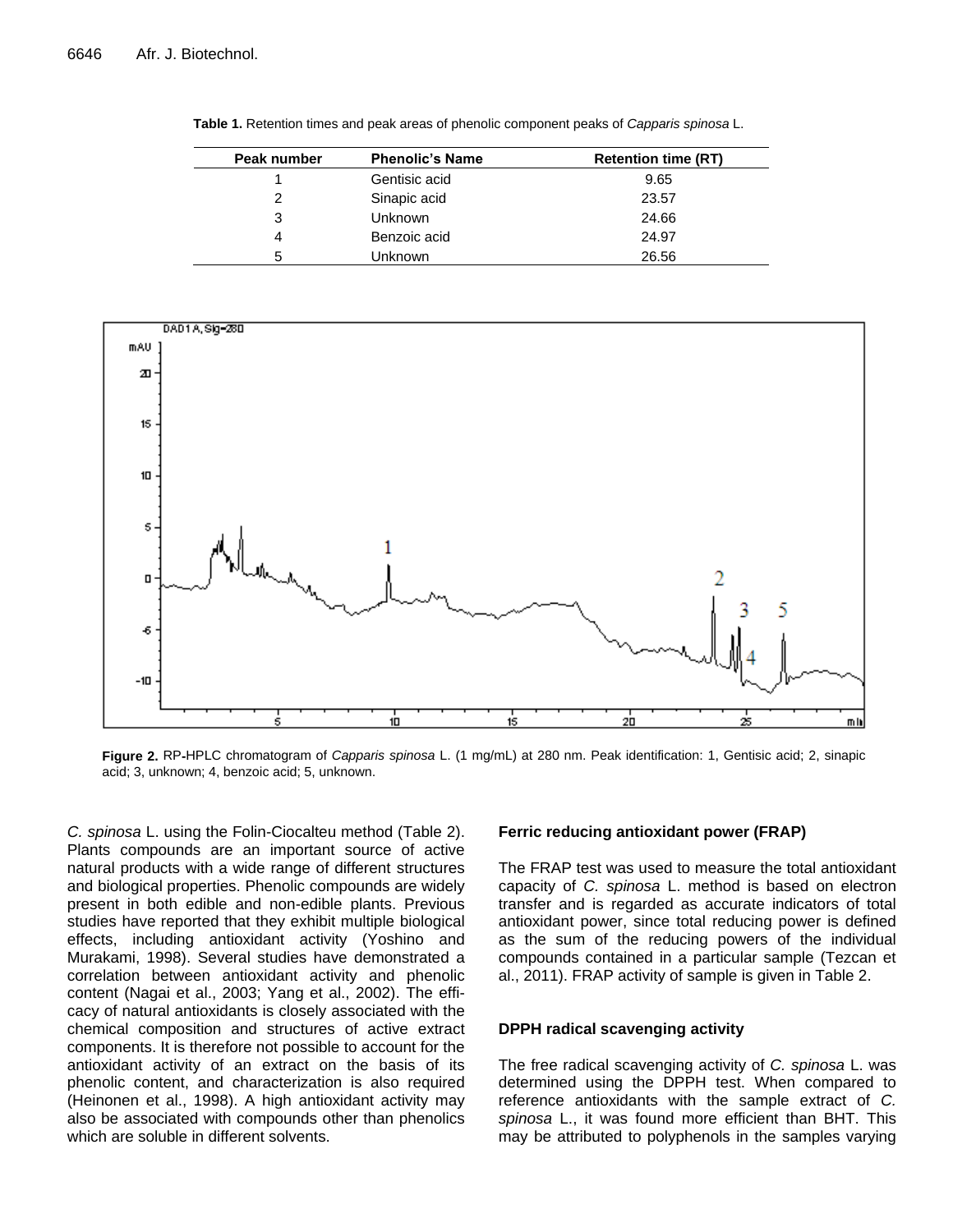**Table 1.** Retention times and peak areas of phenolic component peaks of *Capparis spinosa* L.

| Peak number | Phenolic's Name | Retention time (RT) |
|---|---|---|
| 1 | Gentisic acid | 9.65 |
| 2 | Sinapic acid | 23.57 |
| 3 | Unknown | 24.66 |
| 4 | Benzoic acid | 24.97 |
| 5 | Unknown | 26.56 |

**Figure 2.** RP-HPLC chromatogram of *Capparis spinosa* L. (1 mg/mL) at 280 nm. Peak identification: 1, Gentisic acid; 2, sinapic acid; 3, unknown; 4, benzoic acid; 5, unknown.

*C. spinosa* L. using the Folin-Ciocalteu method (Table 2). Plants compounds are an important source of active natural products with a wide range of different structures and biological properties. Phenolic compounds are widely present in both edible and non-edible plants. Previous studies have reported that they exhibit multiple biological effects, including antioxidant activity (Yoshino and Murakami, 1998). Several studies have demonstrated a correlation between antioxidant activity and phenolic content (Nagai et al., 2003; Yang et al., 2002). The efficacy of natural antioxidants is closely associated with the chemical composition and structures of active extract components. It is therefore not possible to account for the antioxidant activity of an extract on the basis of its phenolic content, and characterization is also required (Heinonen et al., 1998). A high antioxidant activity may also be associated with compounds other than phenolics which are soluble in different solvents.

### Ferric reducing antioxidant power (FRAP)

The FRAP test was used to measure the total antioxidant capacity of *C. spinosa* L. method is based on electron transfer and is regarded as accurate indicators of total antioxidant power, since total reducing power is defined as the sum of the reducing powers of the individual compounds contained in a particular sample (Tezcan et al., 2011). FRAP activity of sample is given in Table 2.

### DPPH radical scavenging activity

The free radical scavenging activity of *C. spinosa* L. was determined using the DPPH test. When compared to reference antioxidants with the sample extract of *C. spinosa* L., it was found more efficient than BHT. This may be attributed to polyphenols in the samples varying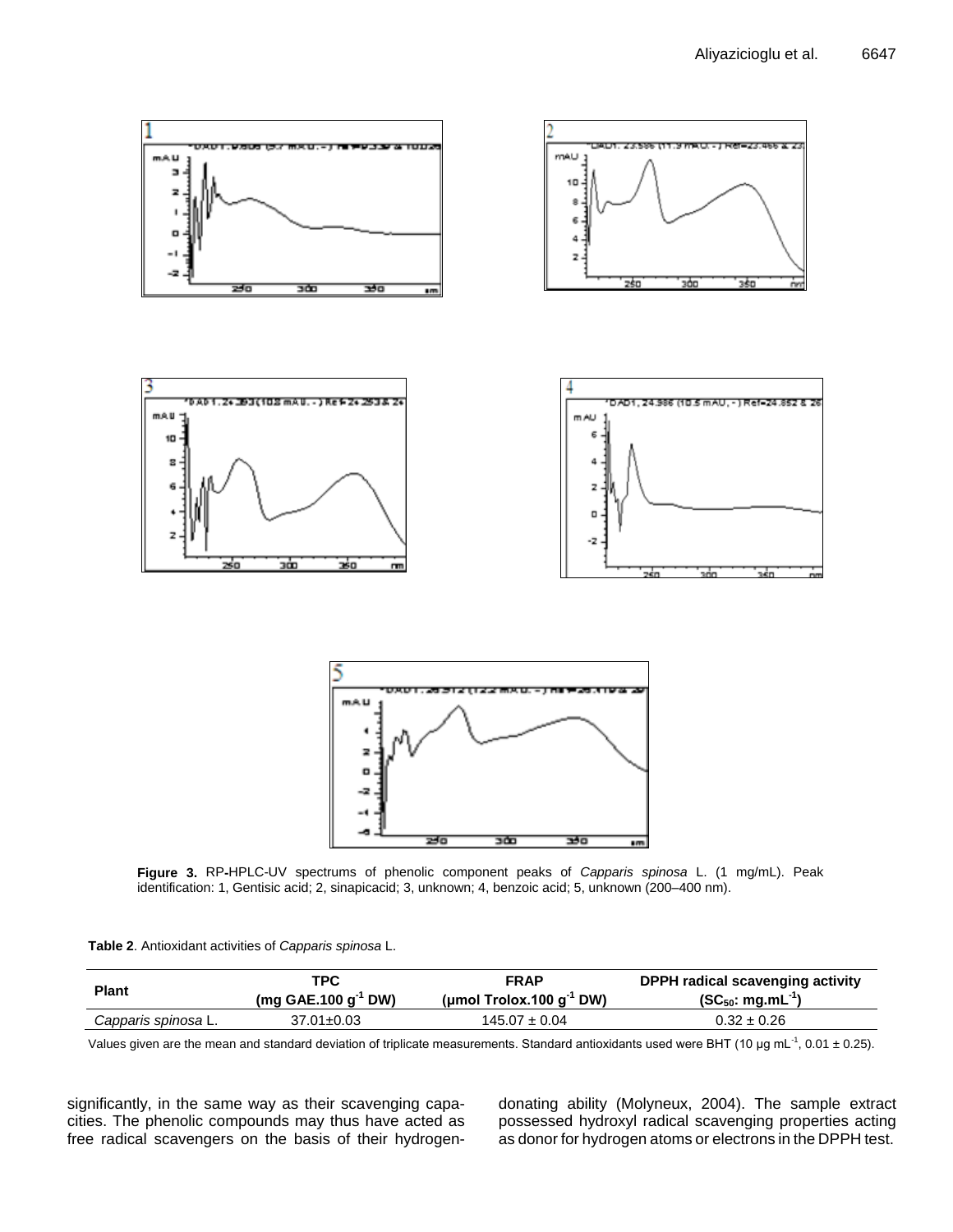**Figure 3.** RP-HPLC-UV spectrums of phenolic component peaks of *Capparis spinosa* L. (1 mg/mL). Peak identification: 1, Gentisic acid; 2, sinapicacid; 3, unknown; 4, benzoic acid; 5, unknown (200–400 nm).

**Table 2**. Antioxidant activities of *Capparis spinosa* L.

| Plant | TPC (mg GAE.100 $g^{-1}$ DW) | FRAP (µmol Trolox.100 $g^{-1}$ DW) | DPPH radical scavenging activity ($SC_{50}$: mg.$mL^{-1}$) |
|---|---|---|---|
| *Capparis spinosa* L. | 37.01±0.03 | 145.07 ± 0.04 | 0.32 ± 0.26 |

Values given are the mean and standard deviation of triplicate measurements. Standard antioxidants used were BHT (10 µg $mL^{-1}$, 0.01 ± 0.25).

significantly, in the same way as their scavenging capacities. The phenolic compounds may thus have acted as free radical scavengers on the basis of their hydrogen-donating ability (Molyneux, 2004). The sample extract possessed hydroxyl radical scavenging properties acting as donor for hydrogen atoms or electrons in the DPPH test.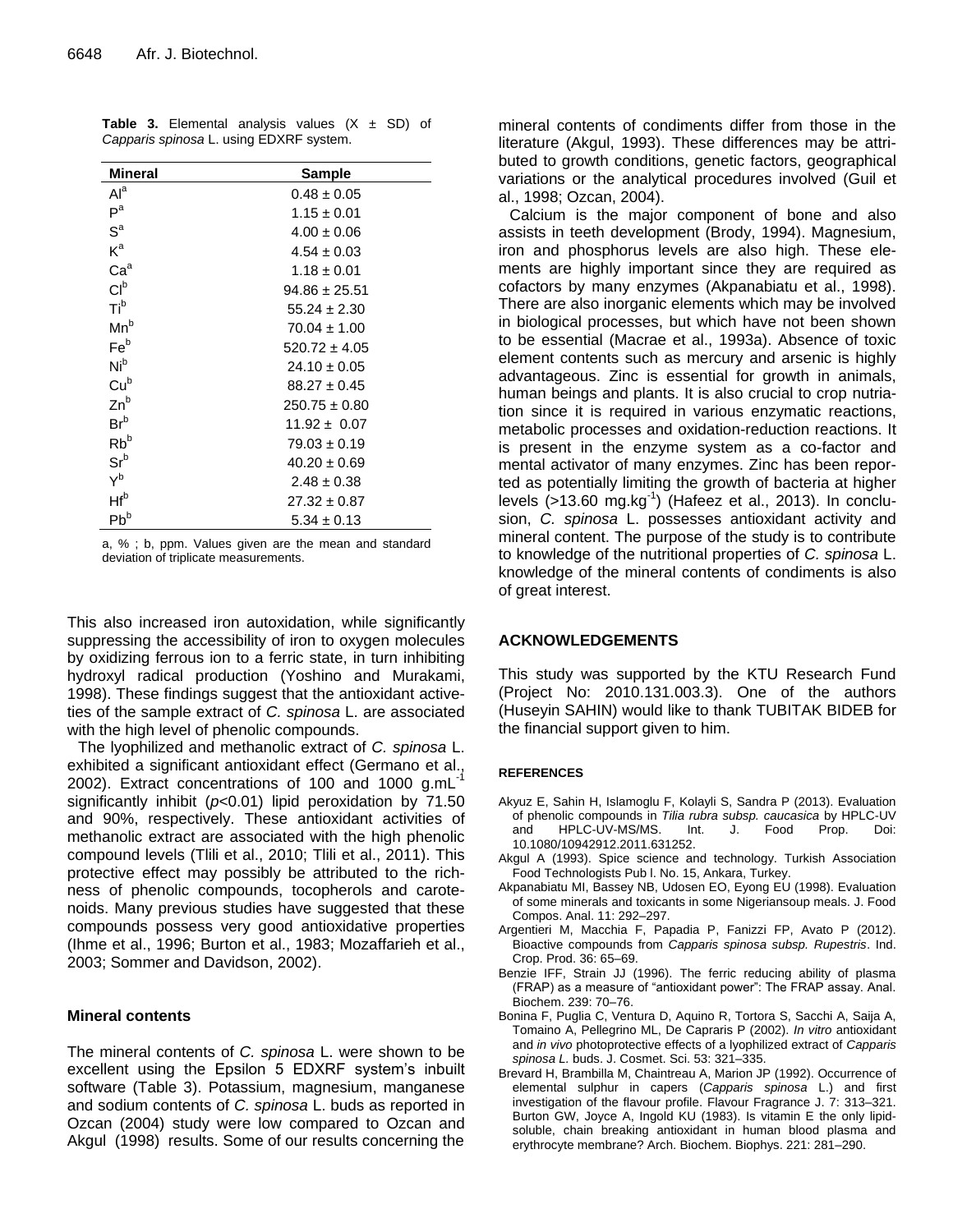**Table 3.** Elemental analysis values (X ± SD) of *Capparis spinosa* L. using EDXRF system.

| Mineral | Sample |
|---|---|
| $Al^a$ | 0.48 ± 0.05 |
| $P^a$ | 1.15 ± 0.01 |
| $S^a$ | 4.00 ± 0.06 |
| $K^a$ | 4.54 ± 0.03 |
| $Ca^a$ | 1.18 ± 0.01 |
| $Cl^b$ | 94.86 ± 25.51 |
| $Ti^b$ | 55.24 ± 2.30 |
| $Mn^b$ | 70.04 ± 1.00 |
| $Fe^b$ | 520.72 ± 4.05 |
| $Ni^b$ | 24.10 ± 0.05 |
| $Cu^b$ | 88.27 ± 0.45 |
| $Zn^b$ | 250.75 ± 0.80 |
| $Br^b$ | 11.92 ± 0.07 |
| $Rb^b$ | 79.03 ± 0.19 |
| $Sr^b$ | 40.20 ± 0.69 |
| $Y^b$ | 2.48 ± 0.38 |
| $Hf^b$ | 27.32 ± 0.87 |
| $Pb^b$ | 5.34 ± 0.13 |

a, % ; b, ppm. Values given are the mean and standard deviation of triplicate measurements.

This also increased iron autoxidation, while significantly suppressing the accessibility of iron to oxygen molecules by oxidizing ferrous ion to a ferric state, in turn inhibiting hydroxyl radical production (Yoshino and Murakami, 1998). These findings suggest that the antioxidant activeties of the sample extract of *C. spinosa* L. are associated with the high level of phenolic compounds.

The lyophilized and methanolic extract of *C. spinosa* L. exhibited a significant antioxidant effect (Germano et al., 2002). Extract concentrations of 100 and 1000 $g.mL^{-1}$ significantly inhibit ($p<0.01$) lipid peroxidation by 71.50 and 90%, respectively. These antioxidant activities of methanolic extract are associated with the high phenolic compound levels (Tlili et al., 2010; Tlili et al., 2011). This protective effect may possibly be attributed to the richness of phenolic compounds, tocopherols and carotenoids. Many previous studies have suggested that these compounds possess very good antioxidative properties (Ihme et al., 1996; Burton et al., 1983; Mozaffarieh et al., 2003; Sommer and Davidson, 2002).

### Mineral contents

The mineral contents of *C. spinosa* L. were shown to be excellent using the Epsilon 5 EDXRF system's inbuilt software (Table 3). Potassium, magnesium, manganese and sodium contents of *C. spinosa* L. buds as reported in Ozcan (2004) study were low compared to Ozcan and Akgul (1998) results. Some of our results concerning the mineral contents of condiments differ from those in the literature (Akgul, 1993). These differences may be attributed to growth conditions, genetic factors, geographical variations or the analytical procedures involved (Guil et al., 1998; Ozcan, 2004).

Calcium is the major component of bone and also assists in teeth development (Brody, 1994). Magnesium, iron and phosphorus levels are also high. These elements are highly important since they are required as cofactors by many enzymes (Akpanabiatu et al., 1998). There are also inorganic elements which may be involved in biological processes, but which have not been shown to be essential (Macrae et al., 1993a). Absence of toxic element contents such as mercury and arsenic is highly advantageous. Zinc is essential for growth in animals, human beings and plants. It is also crucial to crop nutriation since it is required in various enzymatic reactions, metabolic processes and oxidation-reduction reactions. It is present in the enzyme system as a co-factor and mental activator of many enzymes. Zinc has been reported as potentially limiting the growth of bacteria at higher levels (>13.60 $mg.kg^{-1}$) (Hafeez et al., 2013). In conclusion, *C. spinosa* L. possesses antioxidant activity and mineral content. The purpose of the study is to contribute to knowledge of the nutritional properties of *C. spinosa* L. knowledge of the mineral contents of condiments is also of great interest.

## ACKNOWLEDGEMENTS

This study was supported by the KTU Research Fund (Project No: 2010.131.003.3). One of the authors (Huseyin SAHIN) would like to thank TUBITAK BIDEB for the financial support given to him.

## REFERENCES

- Akyuz E, Sahin H, Islamoglu F, Kolayli S, Sandra P (2013). Evaluation of phenolic compounds in *Tilia rubra subsp. caucasica* by HPLC-UV and HPLC-UV-MS/MS. Int. J. Food Prop. Doi: 10.1080/10942912.2011.631252.
- Akgul A (1993). Spice science and technology. Turkish Association Food Technologists Pub l. No. 15, Ankara, Turkey.
- Akpanabiatu MI, Bassey NB, Udosen EO, Eyong EU (1998). Evaluation of some minerals and toxicants in some Nigeriansoup meals. J. Food Compos. Anal. 11: 292–297.
- Argentieri M, Macchia F, Papadia P, Fanizzi FP, Avato P (2012). Bioactive compounds from *Capparis spinosa subsp. Rupestris*. Ind. Crop. Prod. 36: 65–69.
- Benzie IFF, Strain JJ (1996). The ferric reducing ability of plasma (FRAP) as a measure of "antioxidant power": The FRAP assay. Anal. Biochem. 239: 70–76.
- Bonina F, Puglia C, Ventura D, Aquino R, Tortora S, Sacchi A, Saija A, Tomaino A, Pellegrino ML, De Capraris P (2002). *In vitro* antioxidant and *in vivo* photoprotective effects of a lyophilized extract of *Capparis spinosa L.* buds. J. Cosmet. Sci. 53: 321–335.
- Brevard H, Brambilla M, Chaintreau A, Marion JP (1992). Occurrence of elemental sulphur in capers (*Capparis spinosa* L.) and first investigation of the flavour profile. Flavour Fragrance J. 7: 313–321.
- Burton GW, Joyce A, Ingold KU (1983). Is vitamin E the only lipid-soluble, chain breaking antioxidant in human blood plasma and erythrocyte membrane? Arch. Biochem. Biophys. 221: 281–290.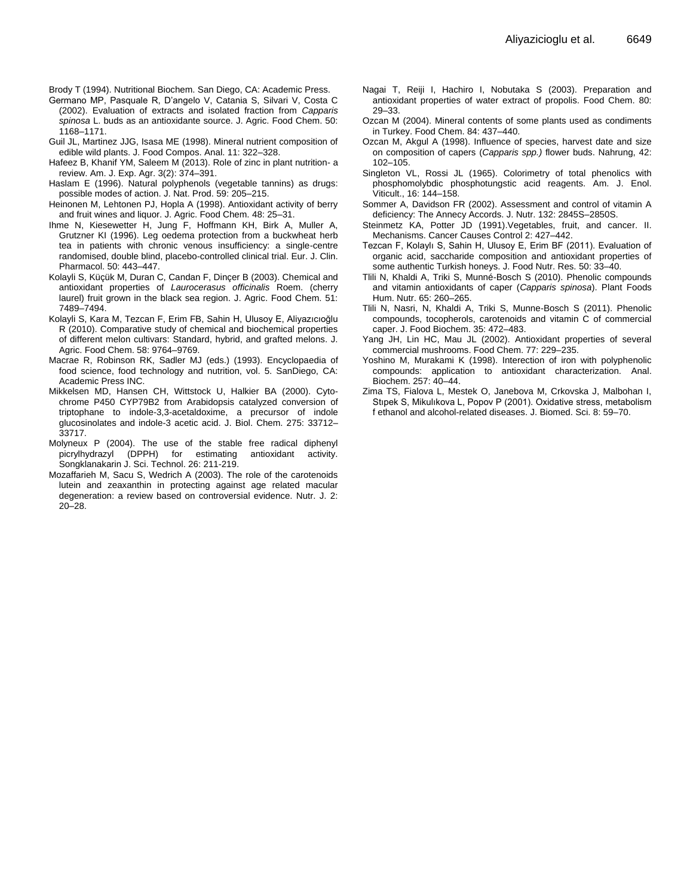Brody T (1994). Nutritional Biochem. San Diego, CA: Academic Press.

Germano MP, Pasquale R, D'angelo V, Catania S, Silvari V, Costa C (2002). Evaluation of extracts and isolated fraction from *Capparis spinosa* L. buds as an antioxidante source. J. Agric. Food Chem. 50: 1168–1171.

Guil JL, Martinez JJG, Isasa ME (1998). Mineral nutrient composition of edible wild plants. J. Food Compos. Anal. 11: 322–328.

Hafeez B, Khanif YM, Saleem M (2013). Role of zinc in plant nutrition- a review. Am. J. Exp. Agr. 3(2): 374–391.

Haslam E (1996). Natural polyphenols (vegetable tannins) as drugs: possible modes of action. J. Nat. Prod. 59: 205–215.

Heinonen M, Lehtonen PJ, Hopla A (1998). Antioxidant activity of berry and fruit wines and liquor. J. Agric. Food Chem. 48: 25–31.

Ihme N, Kiesewetter H, Jung F, Hoffmann KH, Birk A, Muller A, Grutzner KI (1996). Leg oedema protection from a buckwheat herb tea in patients with chronic venous insufficiency: a single-centre randomised, double blind, placebo-controlled clinical trial. Eur. J. Clin. Pharmacol. 50: 443–447.

Kolayli S, Küçük M, Duran C, Candan F, Dinçer B (2003). Chemical and antioxidant properties of *Laurocerasus officinalis* Roem. (cherry laurel) fruit grown in the black sea region. J. Agric. Food Chem. 51: 7489–7494.

Kolayli S, Kara M, Tezcan F, Erim FB, Sahin H, Ulusoy E, Aliyazıcıoğlu R (2010). Comparative study of chemical and biochemical properties of different melon cultivars: Standard, hybrid, and grafted melons. J. Agric. Food Chem. 58: 9764–9769.

Macrae R, Robinson RK, Sadler MJ (eds.) (1993). Encyclopaedia of food science, food technology and nutrition, vol. 5. SanDiego, CA: Academic Press INC.

Mikkelsen MD, Hansen CH, Wittstock U, Halkier BA (2000). Cytochrome P450 CYP79B2 from Arabidopsis catalyzed conversion of triptophane to indole-3,3-acetaldoxime, a precursor of indole glucosinolates and indole-3 acetic acid. J. Biol. Chem. 275: 33712–33717.

Molyneux P (2004). The use of the stable free radical diphenyl picrylhydrazyl (DPPH) for estimating antioxidant activity. Songklanakarin J. Sci. Technol. 26: 211-219.

Mozaffarieh M, Sacu S, Wedrich A (2003). The role of the carotenoids lutein and zeaxanthin in protecting against age related macular degeneration: a review based on controversial evidence. Nutr. J. 2: 20–28.

Nagai T, Reiji I, Hachiro I, Nobutaka S (2003). Preparation and antioxidant properties of water extract of propolis. Food Chem. 80: 29–33.

Ozcan M (2004). Mineral contents of some plants used as condiments in Turkey. Food Chem. 84: 437–440.

Ozcan M, Akgul A (1998). Influence of species, harvest date and size on composition of capers (*Capparis spp.)* flower buds. Nahrung, 42: 102–105.

Singleton VL, Rossi JL (1965). Colorimetry of total phenolics with phosphomolybdic phosphotungstic acid reagents. Am. J. Enol. Viticult., 16: 144–158.

Sommer A, Davidson FR (2002). Assessment and control of vitamin A deficiency: The Annecy Accords. J. Nutr. 132: 2845S–2850S.

Steinmetz KA, Potter JD (1991).Vegetables, fruit, and cancer. II. Mechanisms. Cancer Causes Control 2: 427–442.

Tezcan F, Kolaylı S, Sahin H, Ulusoy E, Erim BF (2011). Evaluation of organic acid, saccharide composition and antioxidant properties of some authentic Turkish honeys. J. Food Nutr. Res. 50: 33–40.

Tlili N, Khaldi A, Triki S, Munné-Bosch S (2010). Phenolic compounds and vitamin antioxidants of caper (*Capparis spinosa*). Plant Foods Hum. Nutr. 65: 260–265.

Tlili N, Nasri, N, Khaldi A, Triki S, Munne-Bosch S (2011). Phenolic compounds, tocopherols, carotenoids and vitamin C of commercial caper. J. Food Biochem. 35: 472–483.

Yang JH, Lin HC, Mau JL (2002). Antioxidant properties of several commercial mushrooms. Food Chem. 77: 229–235.

Yoshino M, Murakami K (1998). Interection of iron with polyphenolic compounds: application to antioxidant characterization. Anal. Biochem. 257: 40–44.

Zima TS, Fialova L, Mestek O, Janebova M, Crkovska J, Malbohan I, Stıpek S, Mikulıkova L, Popov P (2001). Oxidative stress, metabolism f ethanol and alcohol-related diseases. J. Biomed. Sci. 8: 59–70.